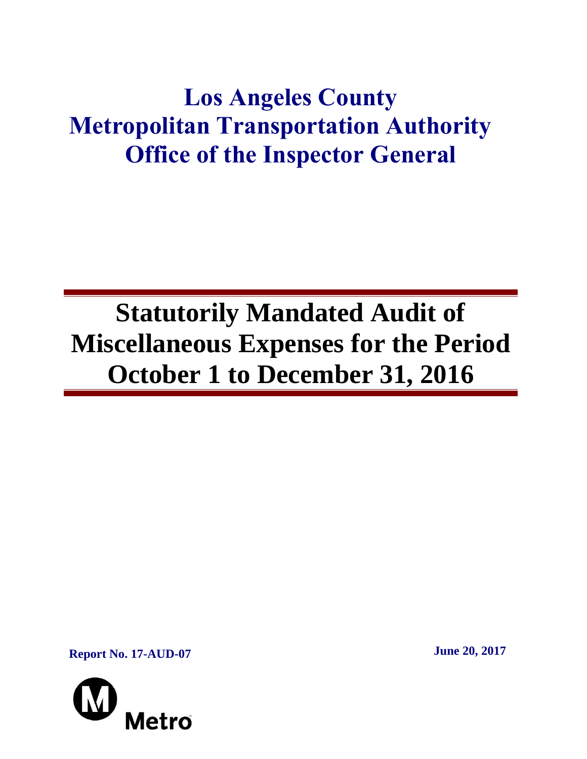# Los Angeles County Metropolitan Transportation Authority Office of the Inspector General

# Statutorily Mandated Audit of Miscellaneous Expenses for the Period October 1 to December 31, 2016

**Report No. 17-AUD-07**

**June 20, 2017**

Metro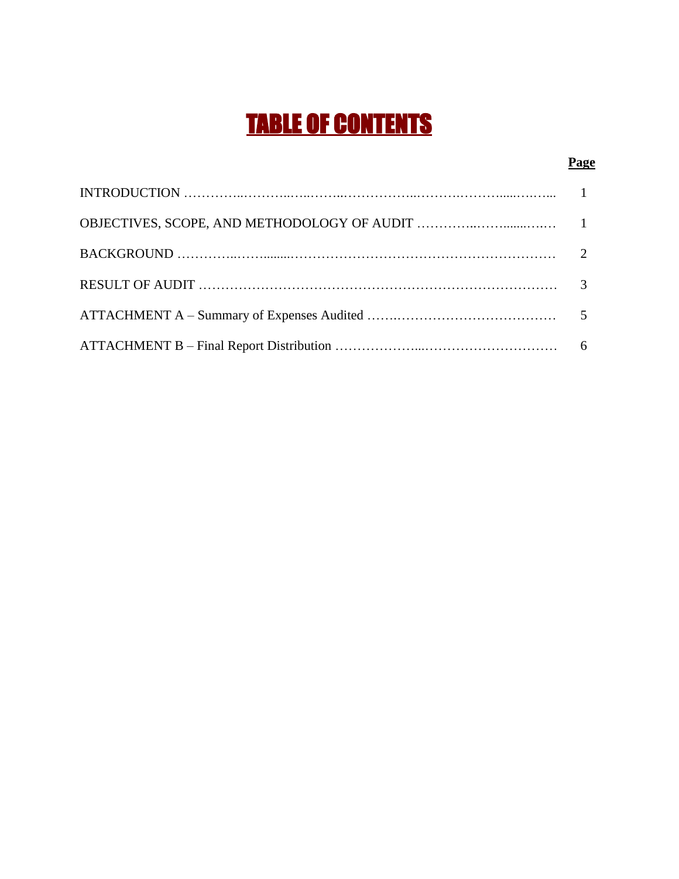# TABLE OF CONTENTS

| | Page |
|---|---|
| INTRODUCTION | 1 |
| OBJECTIVES, SCOPE, AND METHODOLOGY OF AUDIT | 1 |
| BACKGROUND | 2 |
| RESULT OF AUDIT | 3 |
| ATTACHMENT A – Summary of Expenses Audited | 5 |
| ATTACHMENT B – Final Report Distribution | 6 |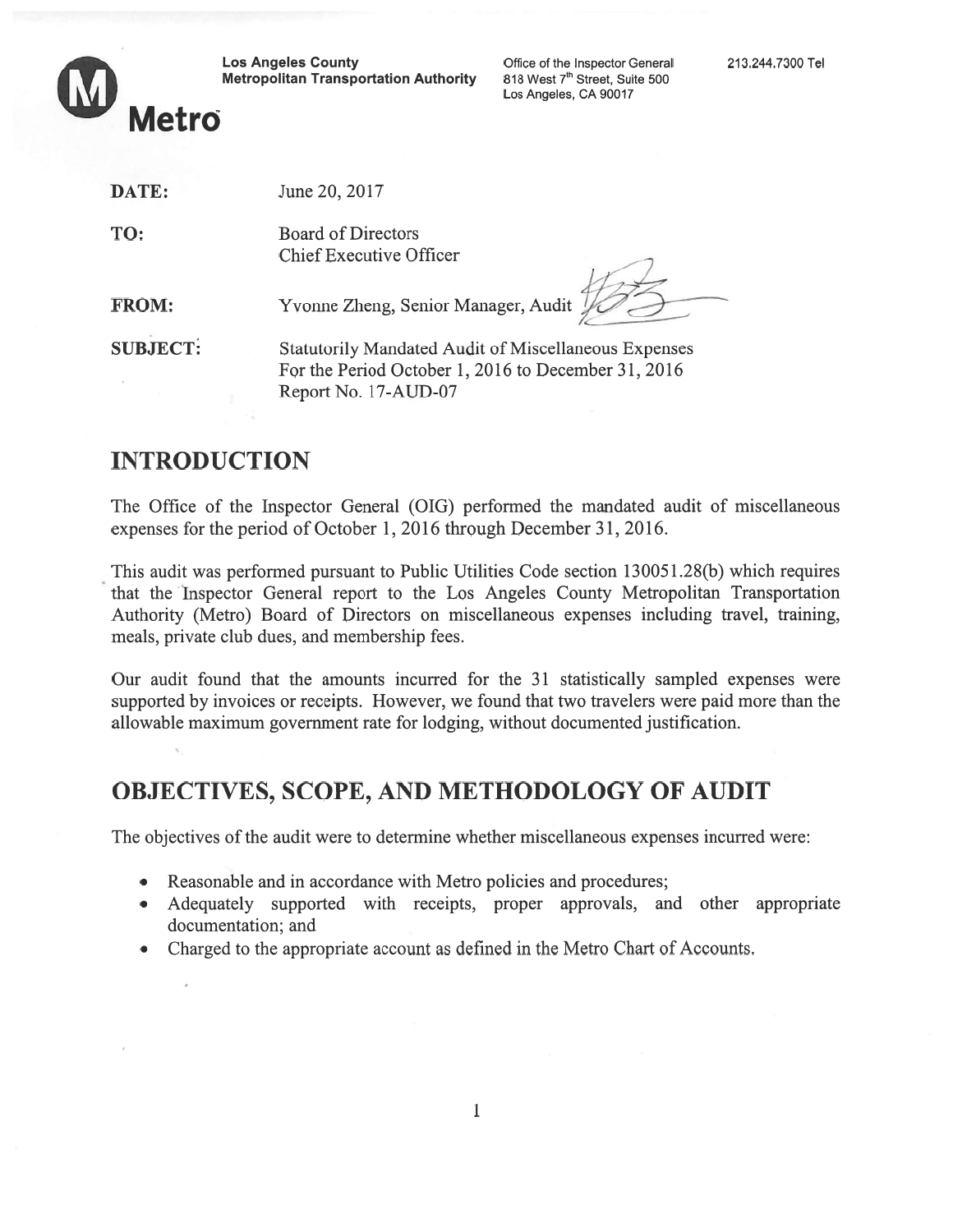**Los Angeles County**
**Metropolitan Transportation Authority**

Office of the Inspector General
818 West 7th Street, Suite 500
Los Angeles, CA 90017

213.244.7300 Tel

**Metro**

**DATE:** June 20, 2017

**TO:** Board of Directors
Chief Executive Officer

**FROM:** Yvonne Zheng, Senior Manager, Audit

**SUBJECT:** Statutorily Mandated Audit of Miscellaneous Expenses
For the Period October 1, 2016 to December 31, 2016
Report No. 17-AUD-07

# INTRODUCTION

The Office of the Inspector General (OIG) performed the mandated audit of miscellaneous expenses for the period of October 1, 2016 through December 31, 2016.

This audit was performed pursuant to Public Utilities Code section 130051.28(b) which requires that the Inspector General report to the Los Angeles County Metropolitan Transportation Authority (Metro) Board of Directors on miscellaneous expenses including travel, training, meals, private club dues, and membership fees.

Our audit found that the amounts incurred for the 31 statistically sampled expenses were supported by invoices or receipts. However, we found that two travelers were paid more than the allowable maximum government rate for lodging, without documented justification.

# OBJECTIVES, SCOPE, AND METHODOLOGY OF AUDIT

The objectives of the audit were to determine whether miscellaneous expenses incurred were:

- Reasonable and in accordance with Metro policies and procedures;
- Adequately supported with receipts, proper approvals, and other appropriate documentation; and
- Charged to the appropriate account as defined in the Metro Chart of Accounts.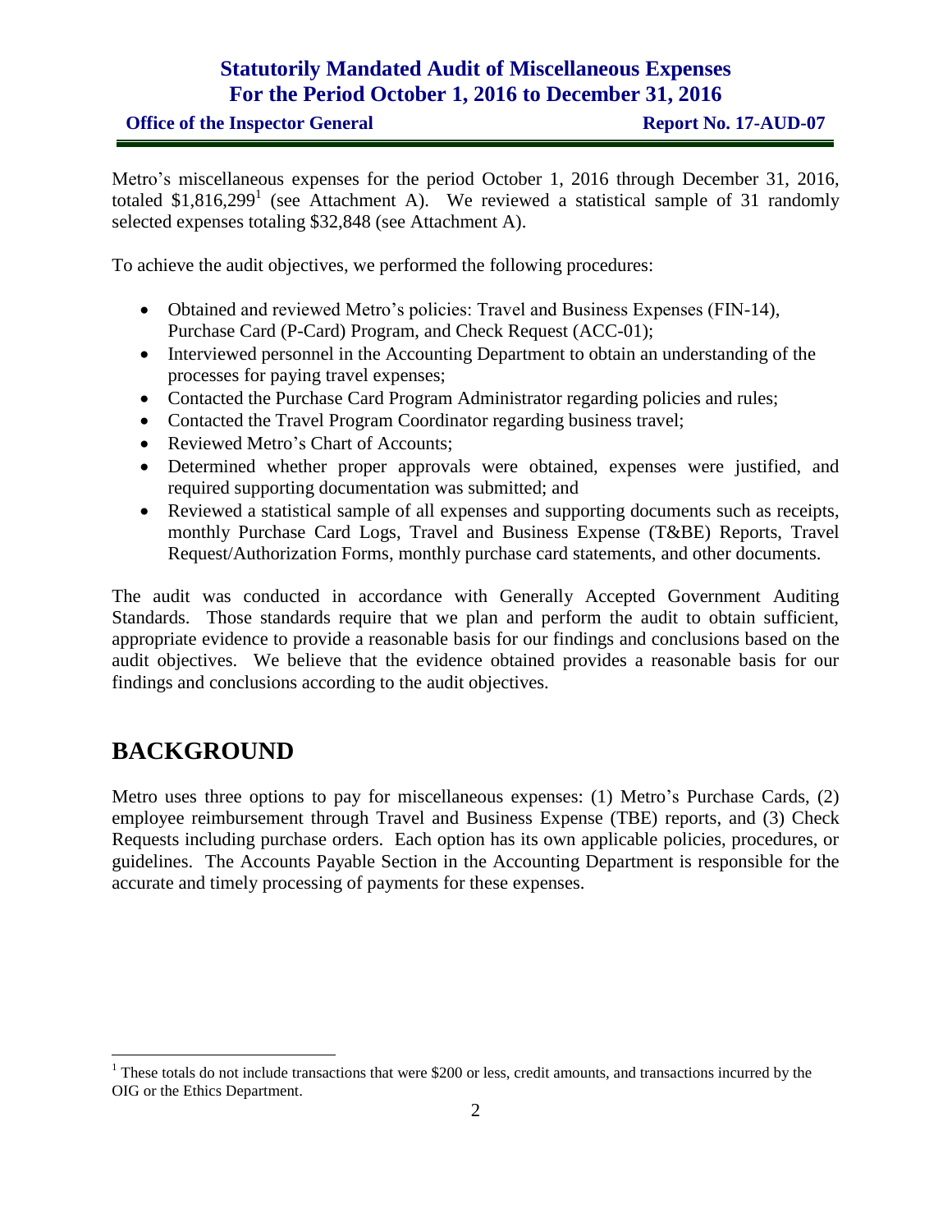Metro's miscellaneous expenses for the period October 1, 2016 through December 31, 2016, totaled $1,816,299[1] (see Attachment A). We reviewed a statistical sample of 31 randomly selected expenses totaling $32,848 (see Attachment A).

To achieve the audit objectives, we performed the following procedures:

- Obtained and reviewed Metro's policies: Travel and Business Expenses (FIN-14), Purchase Card (P-Card) Program, and Check Request (ACC-01);
- Interviewed personnel in the Accounting Department to obtain an understanding of the processes for paying travel expenses;
- Contacted the Purchase Card Program Administrator regarding policies and rules;
- Contacted the Travel Program Coordinator regarding business travel;
- Reviewed Metro's Chart of Accounts;
- Determined whether proper approvals were obtained, expenses were justified, and required supporting documentation was submitted; and
- Reviewed a statistical sample of all expenses and supporting documents such as receipts, monthly Purchase Card Logs, Travel and Business Expense (T&BE) Reports, Travel Request/Authorization Forms, monthly purchase card statements, and other documents.

The audit was conducted in accordance with Generally Accepted Government Auditing Standards. Those standards require that we plan and perform the audit to obtain sufficient, appropriate evidence to provide a reasonable basis for our findings and conclusions based on the audit objectives. We believe that the evidence obtained provides a reasonable basis for our findings and conclusions according to the audit objectives.

# BACKGROUND

Metro uses three options to pay for miscellaneous expenses: (1) Metro's Purchase Cards, (2) employee reimbursement through Travel and Business Expense (TBE) reports, and (3) Check Requests including purchase orders. Each option has its own applicable policies, procedures, or guidelines. The Accounts Payable Section in the Accounting Department is responsible for the accurate and timely processing of payments for these expenses.

[1] These totals do not include transactions that were $200 or less, credit amounts, and transactions incurred by the OIG or the Ethics Department.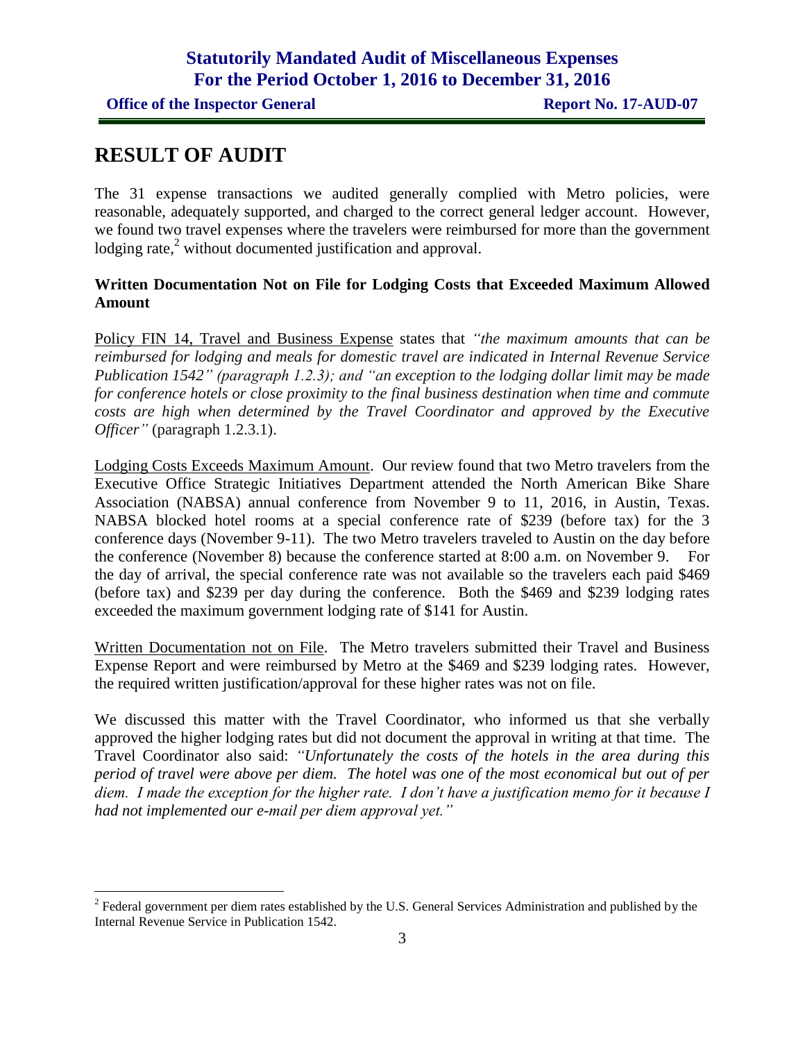# RESULT OF AUDIT

The 31 expense transactions we audited generally complied with Metro policies, were reasonable, adequately supported, and charged to the correct general ledger account. However, we found two travel expenses where the travelers were reimbursed for more than the government lodging rate,[2] without documented justification and approval.

**Written Documentation Not on File for Lodging Costs that Exceeded Maximum Allowed Amount**

Policy FIN 14, Travel and Business Expense states that *"the maximum amounts that can be reimbursed for lodging and meals for domestic travel are indicated in Internal Revenue Service Publication 1542" (paragraph 1.2.3); and "an exception to the lodging dollar limit may be made for conference hotels or close proximity to the final business destination when time and commute costs are high when determined by the Travel Coordinator and approved by the Executive Officer"* (paragraph 1.2.3.1).

Lodging Costs Exceeds Maximum Amount. Our review found that two Metro travelers from the Executive Office Strategic Initiatives Department attended the North American Bike Share Association (NABSA) annual conference from November 9 to 11, 2016, in Austin, Texas. NABSA blocked hotel rooms at a special conference rate of $239 (before tax) for the 3 conference days (November 9-11). The two Metro travelers traveled to Austin on the day before the conference (November 8) because the conference started at 8:00 a.m. on November 9. For the day of arrival, the special conference rate was not available so the travelers each paid $469 (before tax) and $239 per day during the conference. Both the $469 and $239 lodging rates exceeded the maximum government lodging rate of $141 for Austin.

Written Documentation not on File. The Metro travelers submitted their Travel and Business Expense Report and were reimbursed by Metro at the $469 and $239 lodging rates. However, the required written justification/approval for these higher rates was not on file.

We discussed this matter with the Travel Coordinator, who informed us that she verbally approved the higher lodging rates but did not document the approval in writing at that time. The Travel Coordinator also said: *"Unfortunately the costs of the hotels in the area during this period of travel were above per diem. The hotel was one of the most economical but out of per diem. I made the exception for the higher rate. I don't have a justification memo for it because I had not implemented our e-mail per diem approval yet."*

[2] Federal government per diem rates established by the U.S. General Services Administration and published by the Internal Revenue Service in Publication 1542.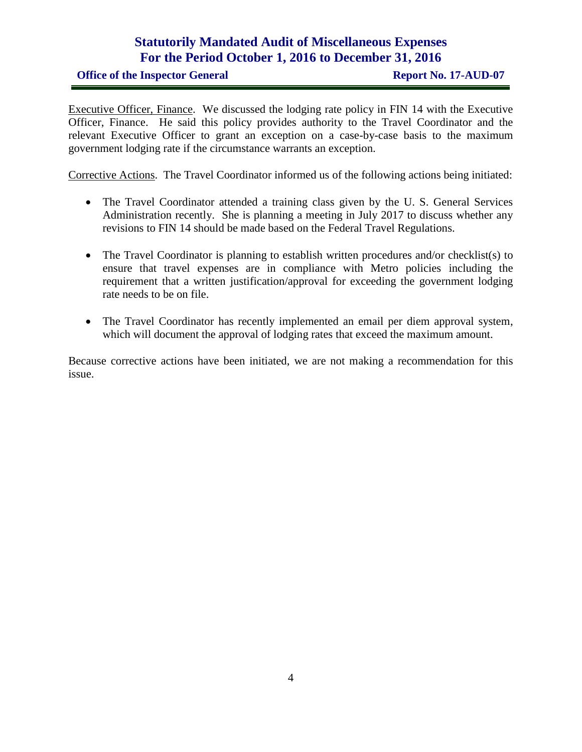Executive Officer, Finance. We discussed the lodging rate policy in FIN 14 with the Executive Officer, Finance. He said this policy provides authority to the Travel Coordinator and the relevant Executive Officer to grant an exception on a case-by-case basis to the maximum government lodging rate if the circumstance warrants an exception.

Corrective Actions. The Travel Coordinator informed us of the following actions being initiated:

- The Travel Coordinator attended a training class given by the U. S. General Services Administration recently. She is planning a meeting in July 2017 to discuss whether any revisions to FIN 14 should be made based on the Federal Travel Regulations.

- The Travel Coordinator is planning to establish written procedures and/or checklist(s) to ensure that travel expenses are in compliance with Metro policies including the requirement that a written justification/approval for exceeding the government lodging rate needs to be on file.

- The Travel Coordinator has recently implemented an email per diem approval system, which will document the approval of lodging rates that exceed the maximum amount.

Because corrective actions have been initiated, we are not making a recommendation for this issue.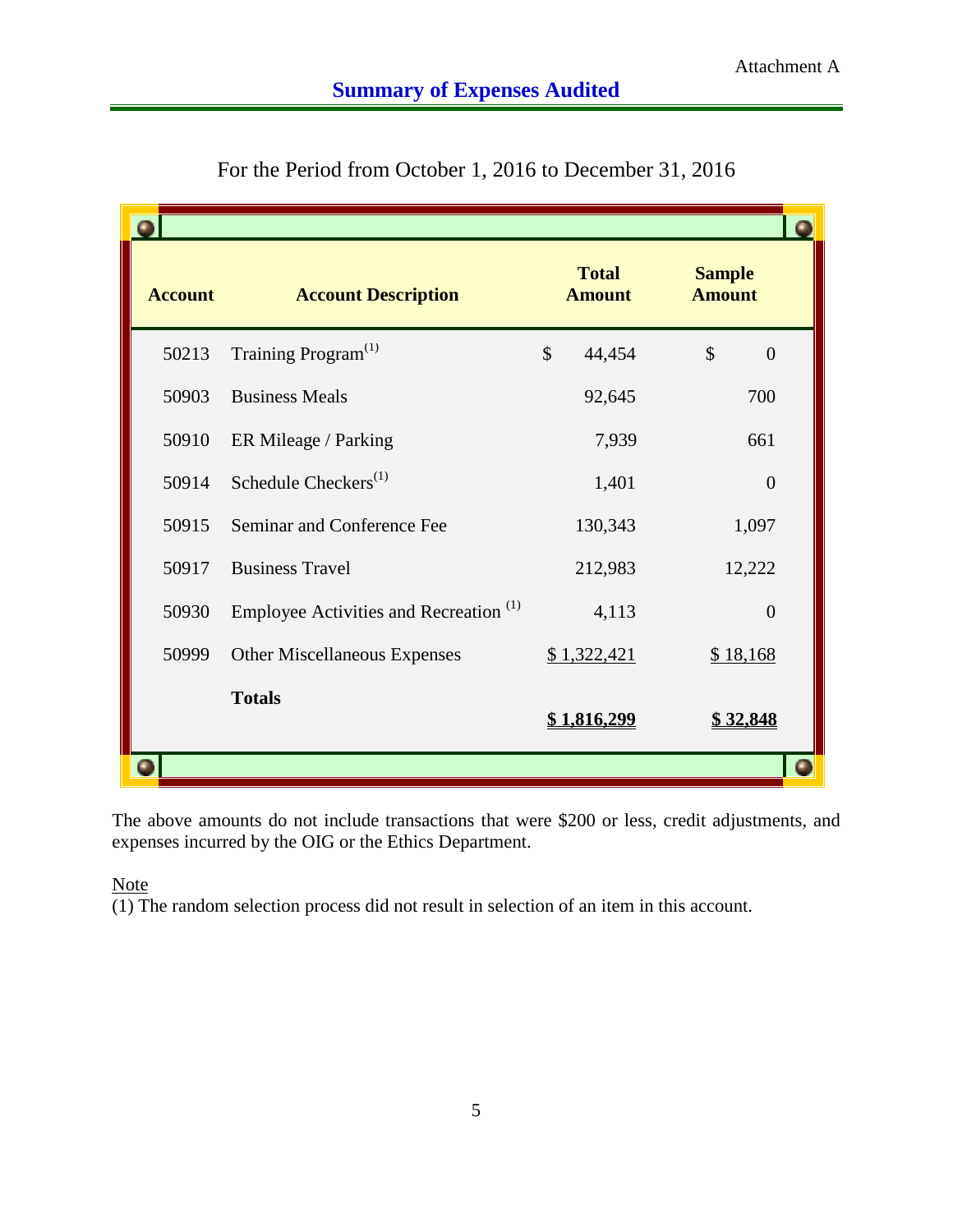Attachment A

## Summary of Expenses Audited

For the Period from October 1, 2016 to December 31, 2016

| Account | Account Description | Total Amount | Sample Amount |
|---|---|---|---|
| 50213 | Training Program[1] | $ 44,454 | $ 0 |
| 50903 | Business Meals | 92,645 | 700 |
| 50910 | ER Mileage / Parking | 7,939 | 661 |
| 50914 | Schedule Checkers[1] | 1,401 | 0 |
| 50915 | Seminar and Conference Fee | 130,343 | 1,097 |
| 50917 | Business Travel | 212,983 | 12,222 |
| 50930 | Employee Activities and Recreation [1] | 4,113 | 0 |
| 50999 | Other Miscellaneous Expenses | $ 1,322,421 | $ 18,168 |
| | **Totals** | **$ 1,816,299** | **$ 32,848** |

The above amounts do not include transactions that were $200 or less, credit adjustments, and expenses incurred by the OIG or the Ethics Department.

Note

(1) The random selection process did not result in selection of an item in this account.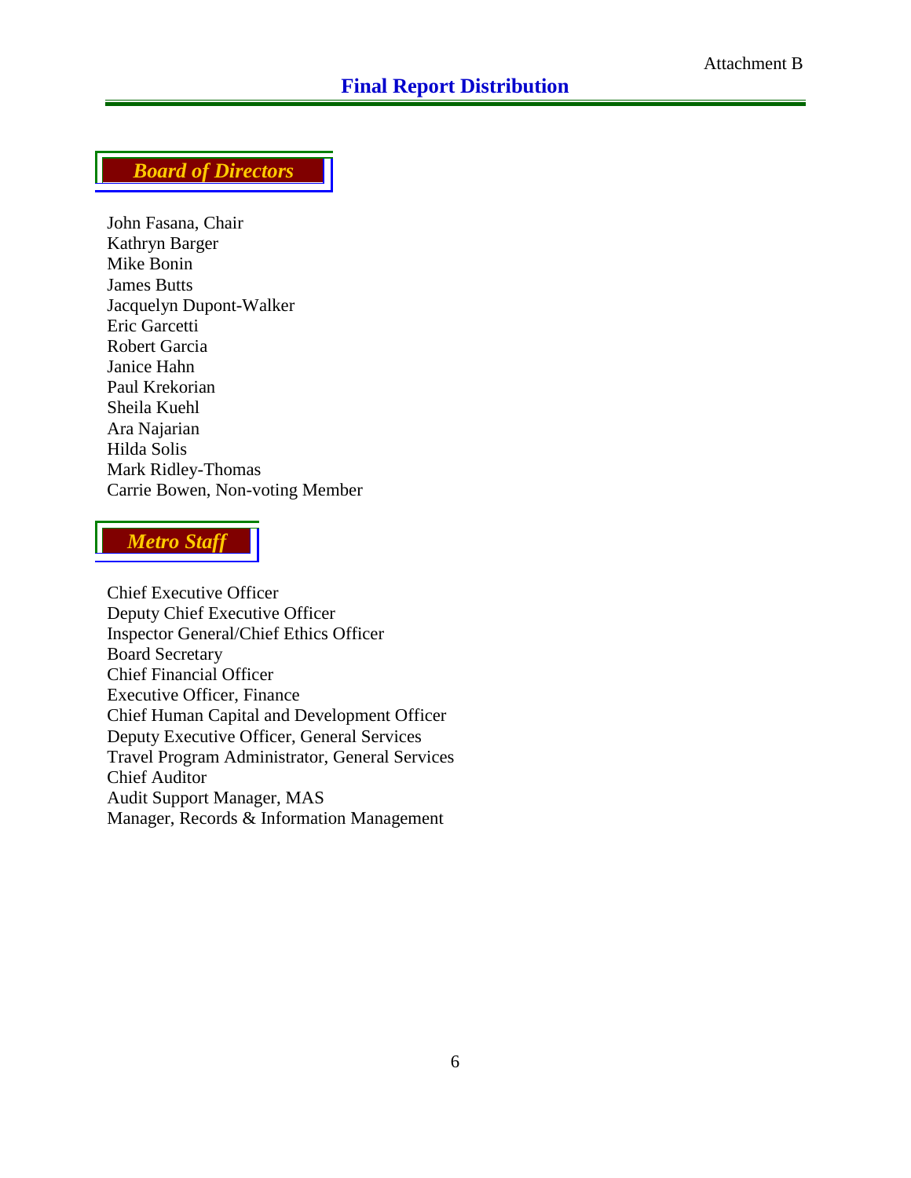Attachment B

# Final Report Distribution

## *Board of Directors*

John Fasana, Chair
Kathryn Barger
Mike Bonin
James Butts
Jacquelyn Dupont-Walker
Eric Garcetti
Robert Garcia
Janice Hahn
Paul Krekorian
Sheila Kuehl
Ara Najarian
Hilda Solis
Mark Ridley-Thomas
Carrie Bowen, Non-voting Member

## *Metro Staff*

Chief Executive Officer
Deputy Chief Executive Officer
Inspector General/Chief Ethics Officer
Board Secretary
Chief Financial Officer
Executive Officer, Finance
Chief Human Capital and Development Officer
Deputy Executive Officer, General Services
Travel Program Administrator, General Services
Chief Auditor
Audit Support Manager, MAS
Manager, Records & Information Management